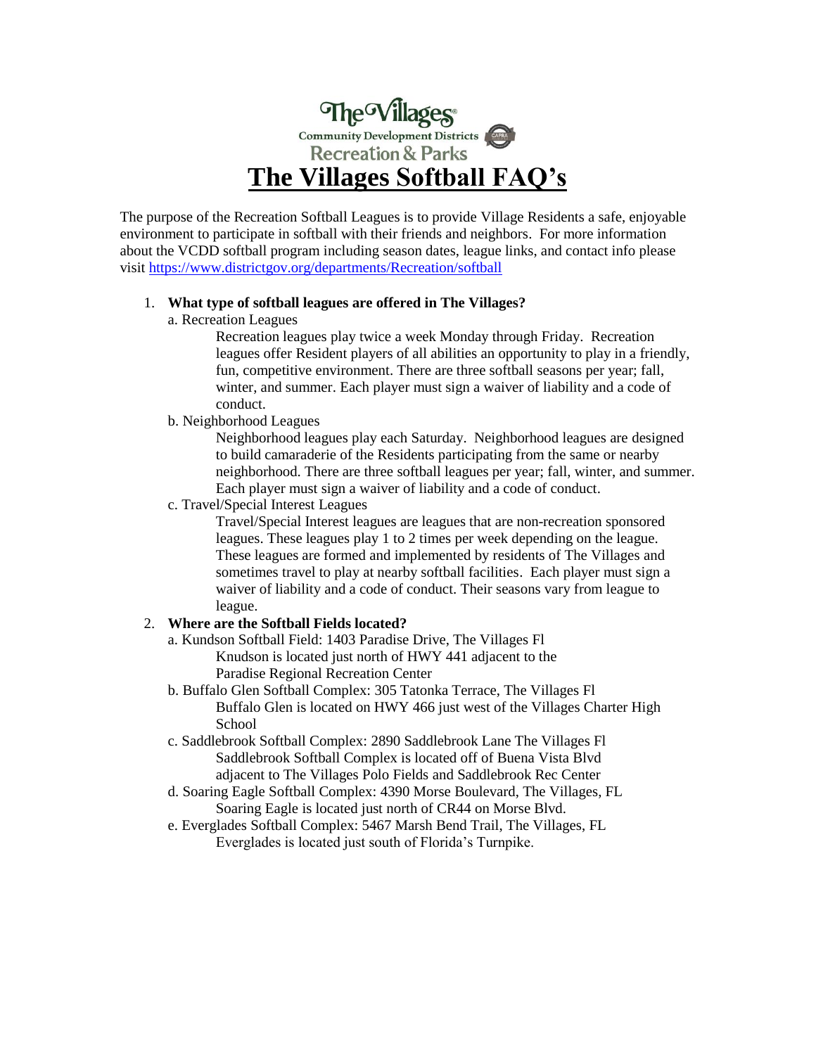The Villages® Community Development Districts Recreation & Parks

# The Villages Softball FAQ's

The purpose of the Recreation Softball Leagues is to provide Village Residents a safe, enjoyable environment to participate in softball with their friends and neighbors. For more information about the VCDD softball program including season dates, league links, and contact info please visit https://www.districtgov.org/departments/Recreation/softball

1. **What type of softball leagues are offered in The Villages?**
   - a. Recreation Leagues

     Recreation leagues play twice a week Monday through Friday. Recreation leagues offer Resident players of all abilities an opportunity to play in a friendly, fun, competitive environment. There are three softball seasons per year; fall, winter, and summer. Each player must sign a waiver of liability and a code of conduct.
   - b. Neighborhood Leagues

     Neighborhood leagues play each Saturday. Neighborhood leagues are designed to build camaraderie of the Residents participating from the same or nearby neighborhood. There are three softball leagues per year; fall, winter, and summer. Each player must sign a waiver of liability and a code of conduct.
   - c. Travel/Special Interest Leagues

     Travel/Special Interest leagues are leagues that are non-recreation sponsored leagues. These leagues play 1 to 2 times per week depending on the league. These leagues are formed and implemented by residents of The Villages and sometimes travel to play at nearby softball facilities. Each player must sign a waiver of liability and a code of conduct. Their seasons vary from league to league.
2. **Where are the Softball Fields located?**
   - a. Kundson Softball Field: 1403 Paradise Drive, The Villages Fl

     Knudson is located just north of HWY 441 adjacent to the Paradise Regional Recreation Center
   - b. Buffalo Glen Softball Complex: 305 Tatonka Terrace, The Villages Fl

     Buffalo Glen is located on HWY 466 just west of the Villages Charter High School
   - c. Saddlebrook Softball Complex: 2890 Saddlebrook Lane The Villages Fl

     Saddlebrook Softball Complex is located off of Buena Vista Blvd adjacent to The Villages Polo Fields and Saddlebrook Rec Center
   - d. Soaring Eagle Softball Complex: 4390 Morse Boulevard, The Villages, FL

     Soaring Eagle is located just north of CR44 on Morse Blvd.
   - e. Everglades Softball Complex: 5467 Marsh Bend Trail, The Villages, FL

     Everglades is located just south of Florida's Turnpike.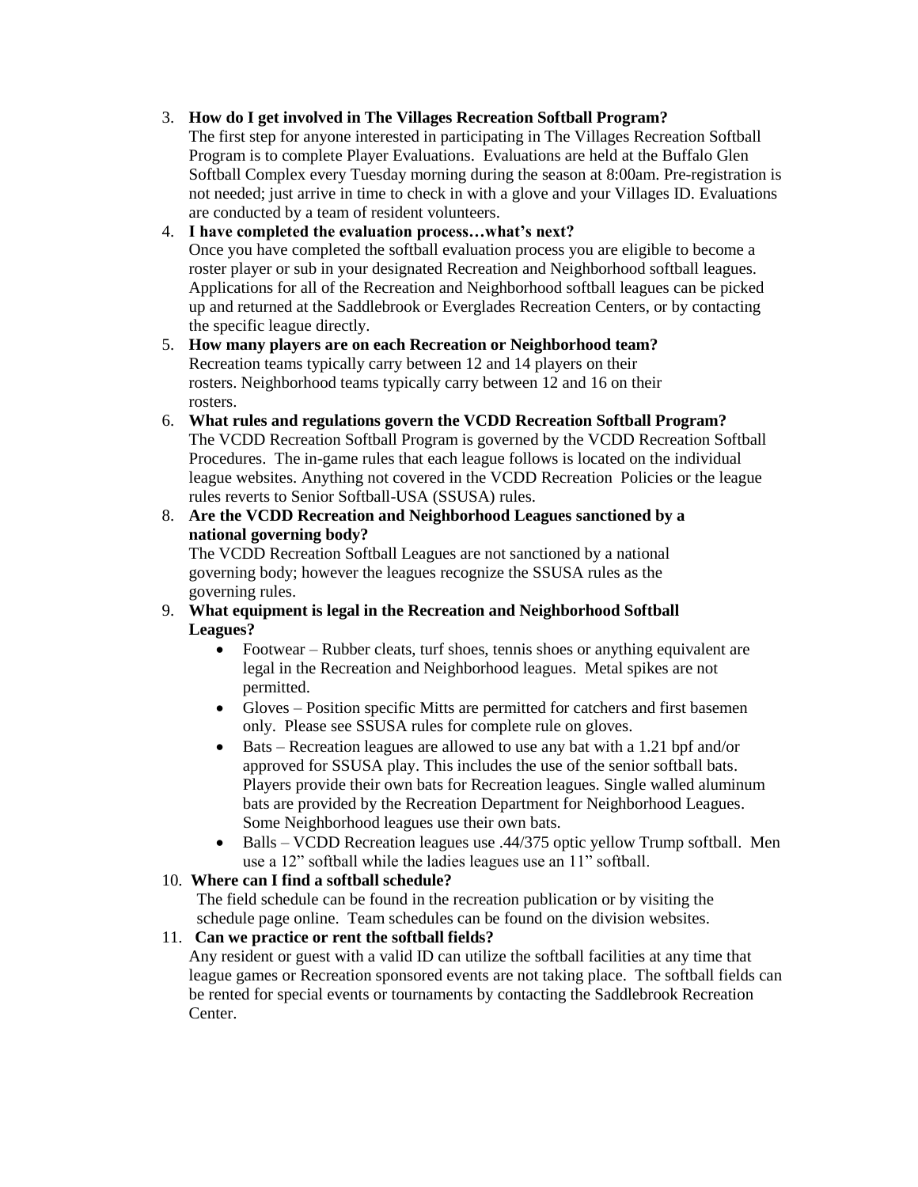3. **How do I get involved in The Villages Recreation Softball Program?**
   The first step for anyone interested in participating in The Villages Recreation Softball Program is to complete Player Evaluations. Evaluations are held at the Buffalo Glen Softball Complex every Tuesday morning during the season at 8:00am. Pre-registration is not needed; just arrive in time to check in with a glove and your Villages ID. Evaluations are conducted by a team of resident volunteers.
4. **I have completed the evaluation process…what's next?**
   Once you have completed the softball evaluation process you are eligible to become a roster player or sub in your designated Recreation and Neighborhood softball leagues. Applications for all of the Recreation and Neighborhood softball leagues can be picked up and returned at the Saddlebrook or Everglades Recreation Centers, or by contacting the specific league directly.
5. **How many players are on each Recreation or Neighborhood team?**
   Recreation teams typically carry between 12 and 14 players on their rosters. Neighborhood teams typically carry between 12 and 16 on their rosters.
6. **What rules and regulations govern the VCDD Recreation Softball Program?**
   The VCDD Recreation Softball Program is governed by the VCDD Recreation Softball Procedures. The in-game rules that each league follows is located on the individual league websites. Anything not covered in the VCDD Recreation Policies or the league rules reverts to Senior Softball-USA (SSUSA) rules.
8. **Are the VCDD Recreation and Neighborhood Leagues sanctioned by a national governing body?**
   The VCDD Recreation Softball Leagues are not sanctioned by a national governing body; however the leagues recognize the SSUSA rules as the governing rules.
9. **What equipment is legal in the Recreation and Neighborhood Softball Leagues?**
   - Footwear – Rubber cleats, turf shoes, tennis shoes or anything equivalent are legal in the Recreation and Neighborhood leagues. Metal spikes are not permitted.
   - Gloves – Position specific Mitts are permitted for catchers and first basemen only. Please see SSUSA rules for complete rule on gloves.
   - Bats – Recreation leagues are allowed to use any bat with a 1.21 bpf and/or approved for SSUSA play. This includes the use of the senior softball bats. Players provide their own bats for Recreation leagues. Single walled aluminum bats are provided by the Recreation Department for Neighborhood Leagues. Some Neighborhood leagues use their own bats.
   - Balls – VCDD Recreation leagues use .44/375 optic yellow Trump softball. Men use a 12" softball while the ladies leagues use an 11" softball.
10. **Where can I find a softball schedule?**
    The field schedule can be found in the recreation publication or by visiting the schedule page online. Team schedules can be found on the division websites.
11. **Can we practice or rent the softball fields?**
    Any resident or guest with a valid ID can utilize the softball facilities at any time that league games or Recreation sponsored events are not taking place. The softball fields can be rented for special events or tournaments by contacting the Saddlebrook Recreation Center.